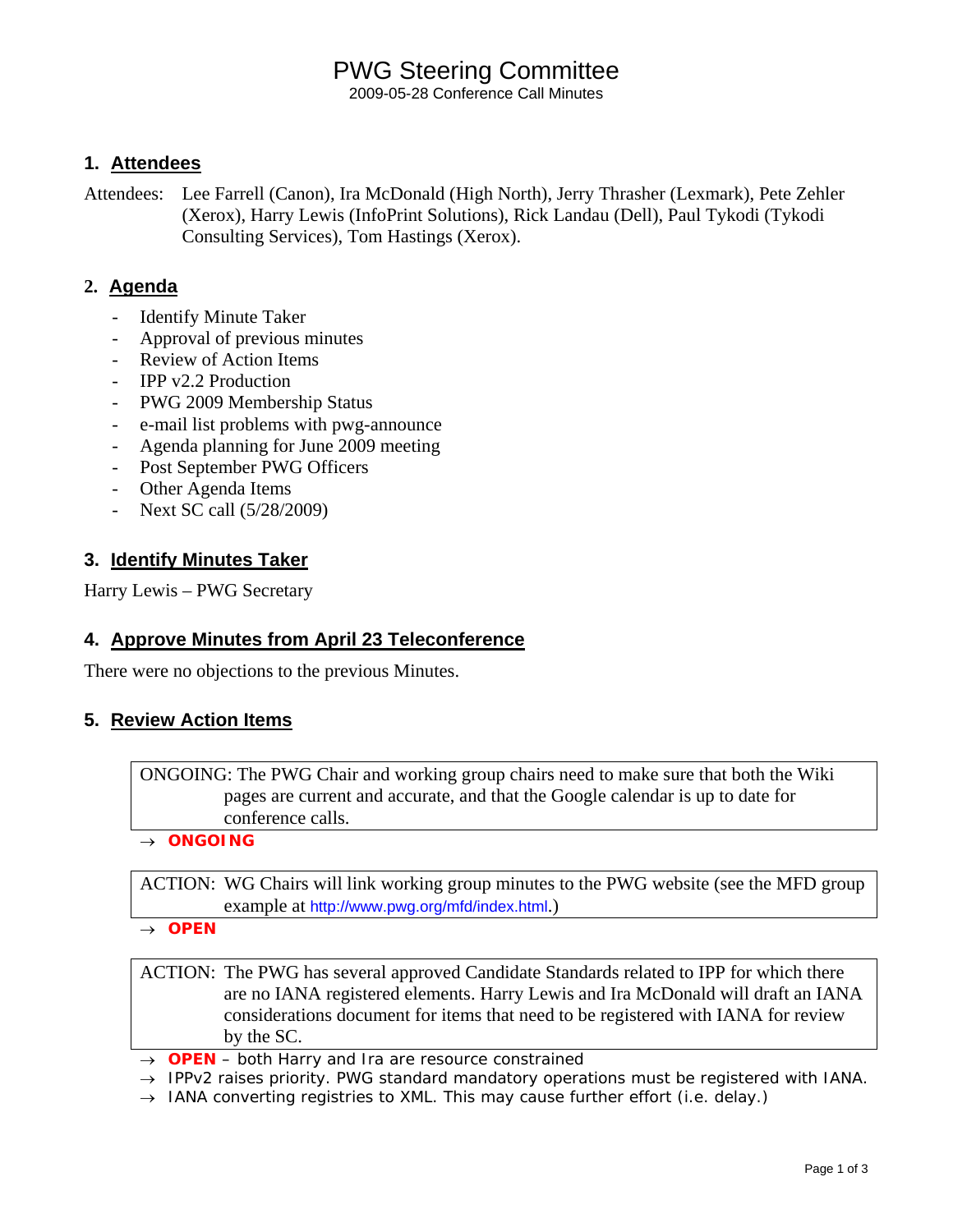# PWG Steering Committee

2009-05-28 Conference Call Minutes

## 1. Attendees

Attendees: Lee Farrell (Canon), Ira McDonald (High North), Jerry Thrasher (Lexmark), Pete Zehler (Xerox), Harry Lewis (InfoPrint Solutions), Rick Landau (Dell), Paul Tykodi (Tykodi Consulting Services), Tom Hastings (Xerox).

## 2. Agenda

- Identify Minute Taker
- Approval of previous minutes
- Review of Action Items
- IPP v2.2 Production
- PWG 2009 Membership Status
- e-mail list problems with pwg-announce
- Agenda planning for June 2009 meeting
- Post September PWG Officers
- Other Agenda Items
- Next SC call (5/28/2009)

## 3. Identify Minutes Taker

Harry Lewis – PWG Secretary

## 4. Approve Minutes from April 23 Teleconference

There were no objections to the previous Minutes.

## 5. Review Action Items

ONGOING: The PWG Chair and working group chairs need to make sure that both the Wiki pages are current and accurate, and that the Google calendar is up to date for conference calls.

→ **ONGOING**

ACTION: WG Chairs will link working group minutes to the PWG website (see the MFD group example at http://www.pwg.org/mfd/index.html.)

→ **OPEN**

ACTION: The PWG has several approved Candidate Standards related to IPP for which there are no IANA registered elements. Harry Lewis and Ira McDonald will draft an IANA considerations document for items that need to be registered with IANA for review by the SC.

→ **OPEN** – both Harry and Ira are resource constrained

→ IPPv2 raises priority. PWG standard mandatory operations must be registered with IANA.

→ IANA converting registries to XML. This may cause further effort (i.e. delay.)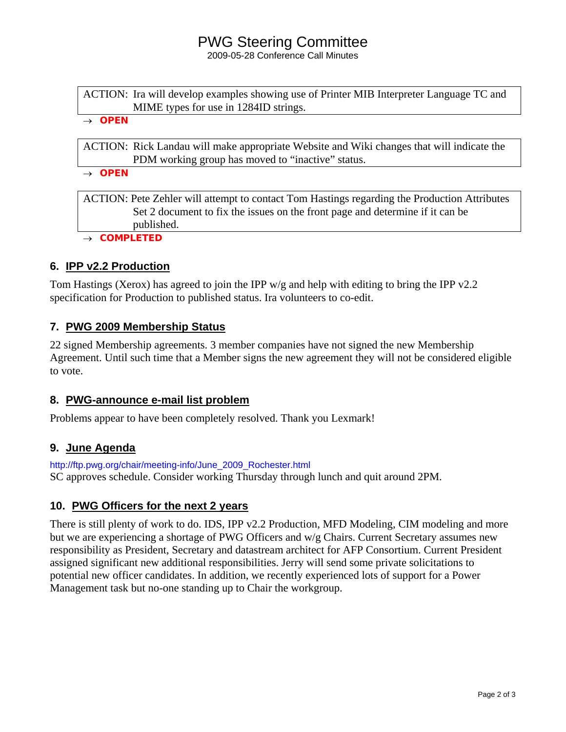ACTION: Ira will develop examples showing use of Printer MIB Interpreter Language TC and MIME types for use in 1284ID strings.

→ **OPEN**

ACTION: Rick Landau will make appropriate Website and Wiki changes that will indicate the PDM working group has moved to “inactive” status.

→ **OPEN**

ACTION: Pete Zehler will attempt to contact Tom Hastings regarding the Production Attributes Set 2 document to fix the issues on the front page and determine if it can be published.

→ **COMPLETED**

## 6. IPP v2.2 Production

Tom Hastings (Xerox) has agreed to join the IPP w/g and help with editing to bring the IPP v2.2 specification for Production to published status. Ira volunteers to co-edit.

## 7. PWG 2009 Membership Status

22 signed Membership agreements. 3 member companies have not signed the new Membership Agreement. Until such time that a Member signs the new agreement they will not be considered eligible to vote.

## 8. PWG-announce e-mail list problem

Problems appear to have been completely resolved. Thank you Lexmark!

## 9. June Agenda

http://ftp.pwg.org/chair/meeting-info/June_2009_Rochester.html

SC approves schedule. Consider working Thursday through lunch and quit around 2PM.

## 10. PWG Officers for the next 2 years

There is still plenty of work to do. IDS, IPP v2.2 Production, MFD Modeling, CIM modeling and more but we are experiencing a shortage of PWG Officers and w/g Chairs. Current Secretary assumes new responsibility as President, Secretary and datastream architect for AFP Consortium. Current President assigned significant new additional responsibilities. Jerry will send some private solicitations to potential new officer candidates. In addition, we recently experienced lots of support for a Power Management task but no-one standing up to Chair the workgroup.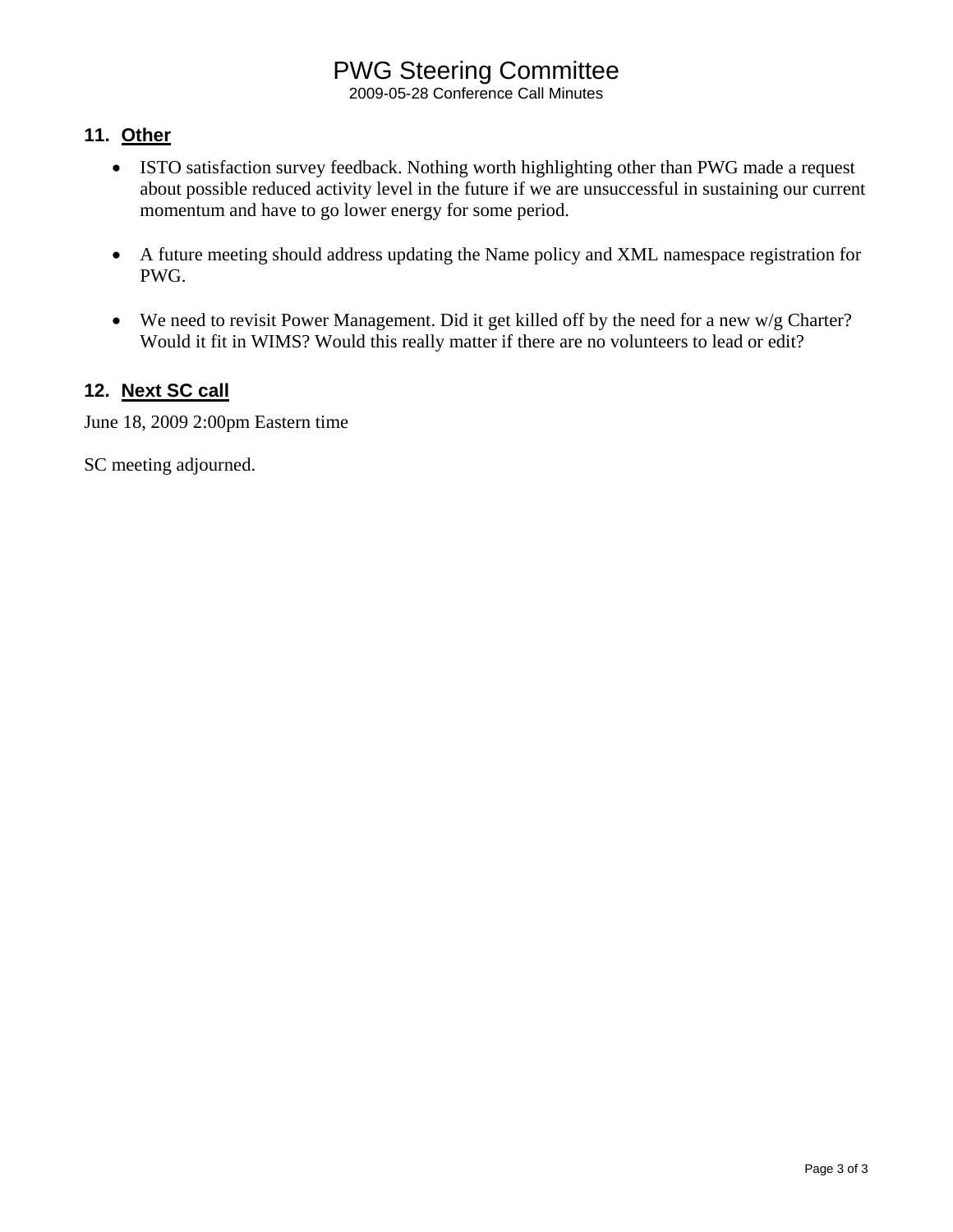## 11. Other

- ISTO satisfaction survey feedback. Nothing worth highlighting other than PWG made a request about possible reduced activity level in the future if we are unsuccessful in sustaining our current momentum and have to go lower energy for some period.

- A future meeting should address updating the Name policy and XML namespace registration for PWG.

- We need to revisit Power Management. Did it get killed off by the need for a new w/g Charter? Would it fit in WIMS? Would this really matter if there are no volunteers to lead or edit?

## 12. Next SC call

June 18, 2009 2:00pm Eastern time

SC meeting adjourned.